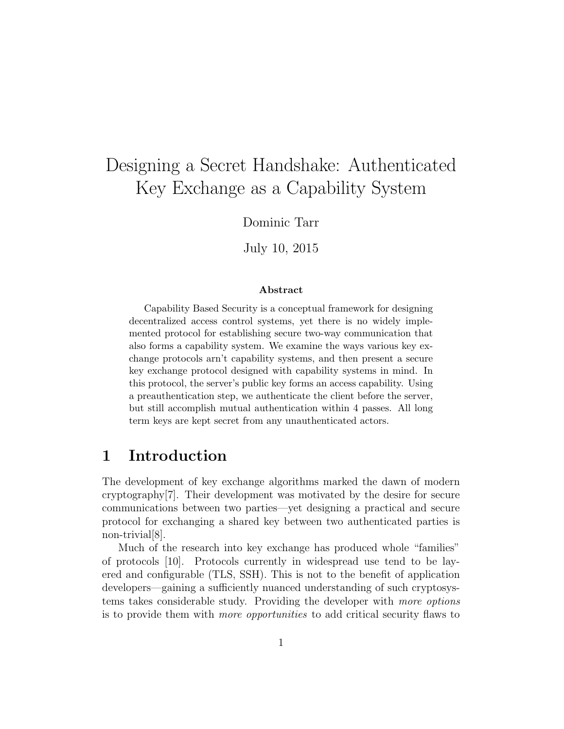# Designing a Secret Handshake: Authenticated Key Exchange as a Capability System

Dominic Tarr

July 10, 2015

**Abstract**

Capability Based Security is a conceptual framework for designing decentralized access control systems, yet there is no widely implemented protocol for establishing secure two-way communication that also forms a capability system. We examine the ways various key exchange protocols arn't capability systems, and then present a secure key exchange protocol designed with capability systems in mind. In this protocol, the server's public key forms an access capability. Using a preauthentication step, we authenticate the client before the server, but still accomplish mutual authentication within 4 passes. All long term keys are kept secret from any unauthenticated actors.

## 1 Introduction

The development of key exchange algorithms marked the dawn of modern cryptography[7]. Their development was motivated by the desire for secure communications between two parties—yet designing a practical and secure protocol for exchanging a shared key between two authenticated parties is non-trivial[8].

Much of the research into key exchange has produced whole "families" of protocols [10]. Protocols currently in widespread use tend to be layered and configurable (TLS, SSH). This is not to the benefit of application developers—gaining a sufficiently nuanced understanding of such cryptosystems takes considerable study. Providing the developer with *more options* is to provide them with *more opportunities* to add critical security flaws to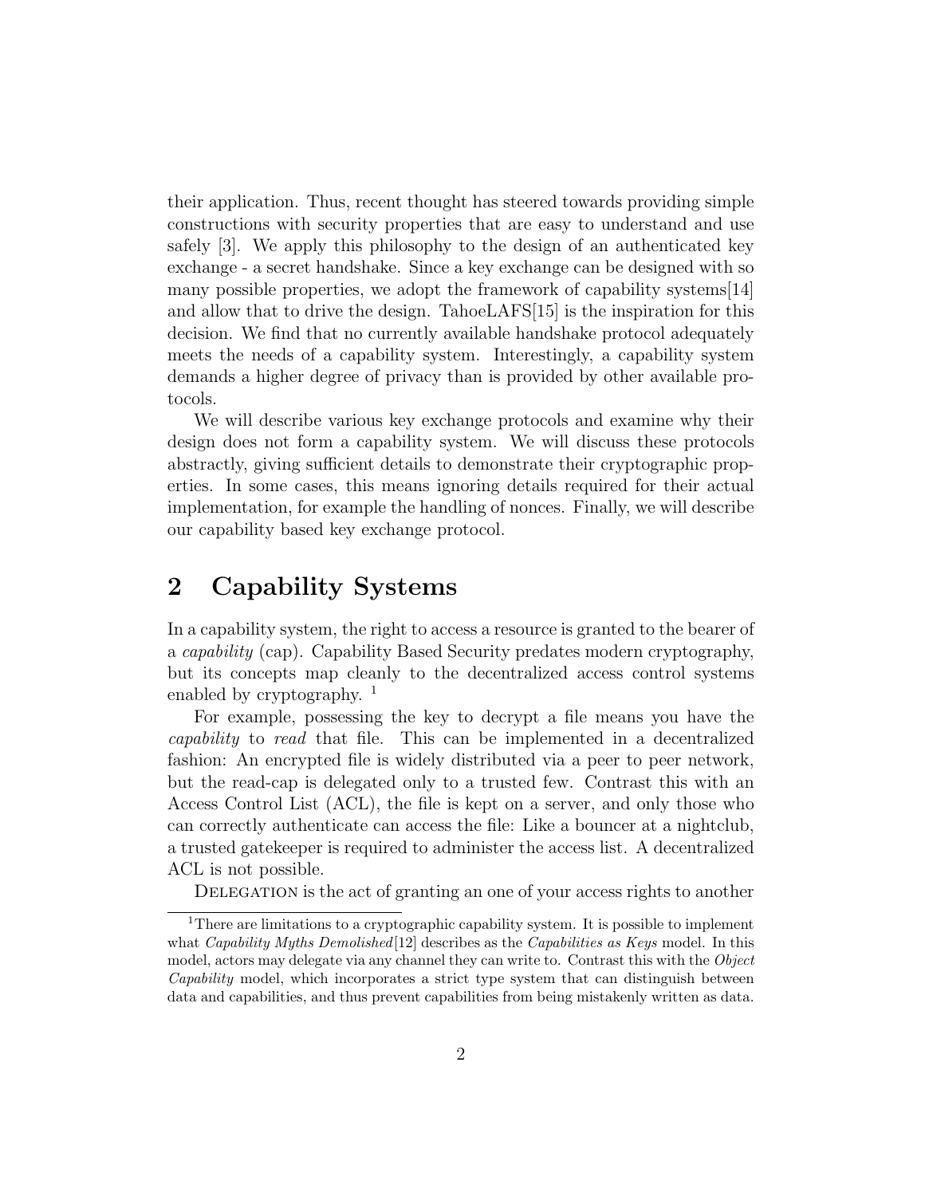their application. Thus, recent thought has steered towards providing simple constructions with security properties that are easy to understand and use safely [3]. We apply this philosophy to the design of an authenticated key exchange - a secret handshake. Since a key exchange can be designed with so many possible properties, we adopt the framework of capability systems[14] and allow that to drive the design. TahoeLAFS[15] is the inspiration for this decision. We find that no currently available handshake protocol adequately meets the needs of a capability system. Interestingly, a capability system demands a higher degree of privacy than is provided by other available protocols.

We will describe various key exchange protocols and examine why their design does not form a capability system. We will discuss these protocols abstractly, giving sufficient details to demonstrate their cryptographic properties. In some cases, this means ignoring details required for their actual implementation, for example the handling of nonces. Finally, we will describe our capability based key exchange protocol.

## 2 Capability Systems

In a capability system, the right to access a resource is granted to the bearer of a *capability* (cap). Capability Based Security predates modern cryptography, but its concepts map cleanly to the decentralized access control systems enabled by cryptography. [1]

For example, possessing the key to decrypt a file means you have the *capability* to *read* that file. This can be implemented in a decentralized fashion: An encrypted file is widely distributed via a peer to peer network, but the read-cap is delegated only to a trusted few. Contrast this with an Access Control List (ACL), the file is kept on a server, and only those who can correctly authenticate can access the file: Like a bouncer at a nightclub, a trusted gatekeeper is required to administer the access list. A decentralized ACL is not possible.

Delegation is the act of granting an one of your access rights to another

---

[1] There are limitations to a cryptographic capability system. It is possible to implement what *Capability Myths Demolished*[12] describes as the *Capabilities as Keys* model. In this model, actors may delegate via any channel they can write to. Contrast this with the *Object Capability* model, which incorporates a strict type system that can distinguish between data and capabilities, and thus prevent capabilities from being mistakenly written as data.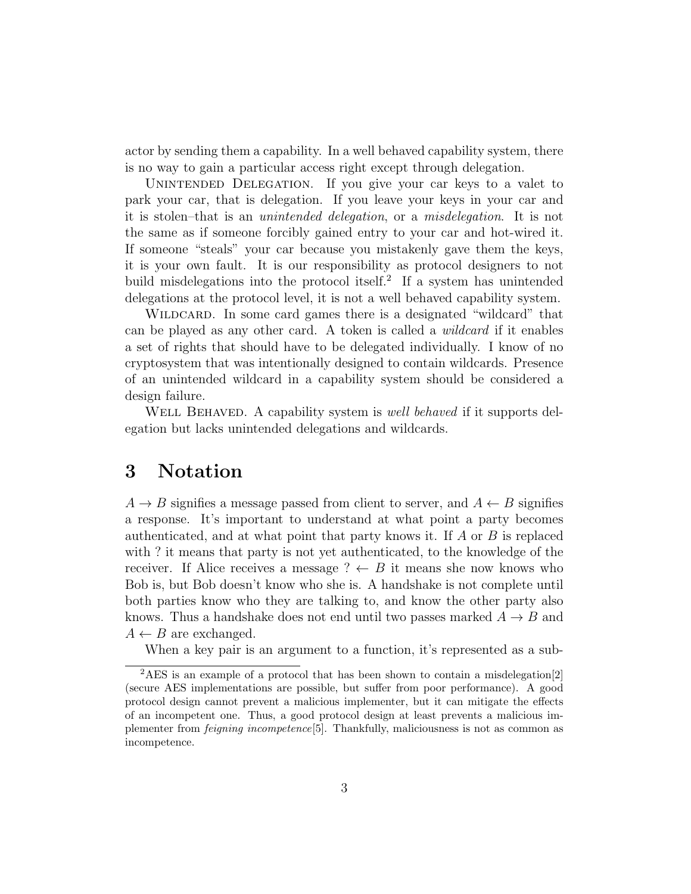actor by sending them a capability. In a well behaved capability system, there is no way to gain a particular access right except through delegation.

Unintended Delegation. If you give your car keys to a valet to park your car, that is delegation. If you leave your keys in your car and it is stolen–that is an *unintended delegation*, or a *misdelegation*. It is not the same as if someone forcibly gained entry to your car and hot-wired it. If someone "steals" your car because you mistakenly gave them the keys, it is your own fault. It is our responsibility as protocol designers to not build misdelegations into the protocol itself.[2] If a system has unintended delegations at the protocol level, it is not a well behaved capability system.

Wildcard. In some card games there is a designated "wildcard" that can be played as any other card. A token is called a *wildcard* if it enables a set of rights that should have to be delegated individually. I know of no cryptosystem that was intentionally designed to contain wildcards. Presence of an unintended wildcard in a capability system should be considered a design failure.

Well Behaved. A capability system is *well behaved* if it supports delegation but lacks unintended delegations and wildcards.

# 3 Notation

$A \rightarrow B$ signifies a message passed from client to server, and $A \leftarrow B$ signifies a response. It's important to understand at what point a party becomes authenticated, and at what point that party knows it. If $A$ or $B$ is replaced with ? it means that party is not yet authenticated, to the knowledge of the receiver. If Alice receives a message $? \leftarrow B$ it means she now knows who Bob is, but Bob doesn't know who she is. A handshake is not complete until both parties know who they are talking to, and know the other party also knows. Thus a handshake does not end until two passes marked $A \rightarrow B$ and $A \leftarrow B$ are exchanged.

When a key pair is an argument to a function, it's represented as a sub-

---

[2] AES is an example of a protocol that has been shown to contain a misdelegation[2] (secure AES implementations are possible, but suffer from poor performance). A good protocol design cannot prevent a malicious implementer, but it can mitigate the effects of an incompetent one. Thus, a good protocol design at least prevents a malicious implementer from *feigning incompetence*[5]. Thankfully, maliciousness is not as common as incompetence.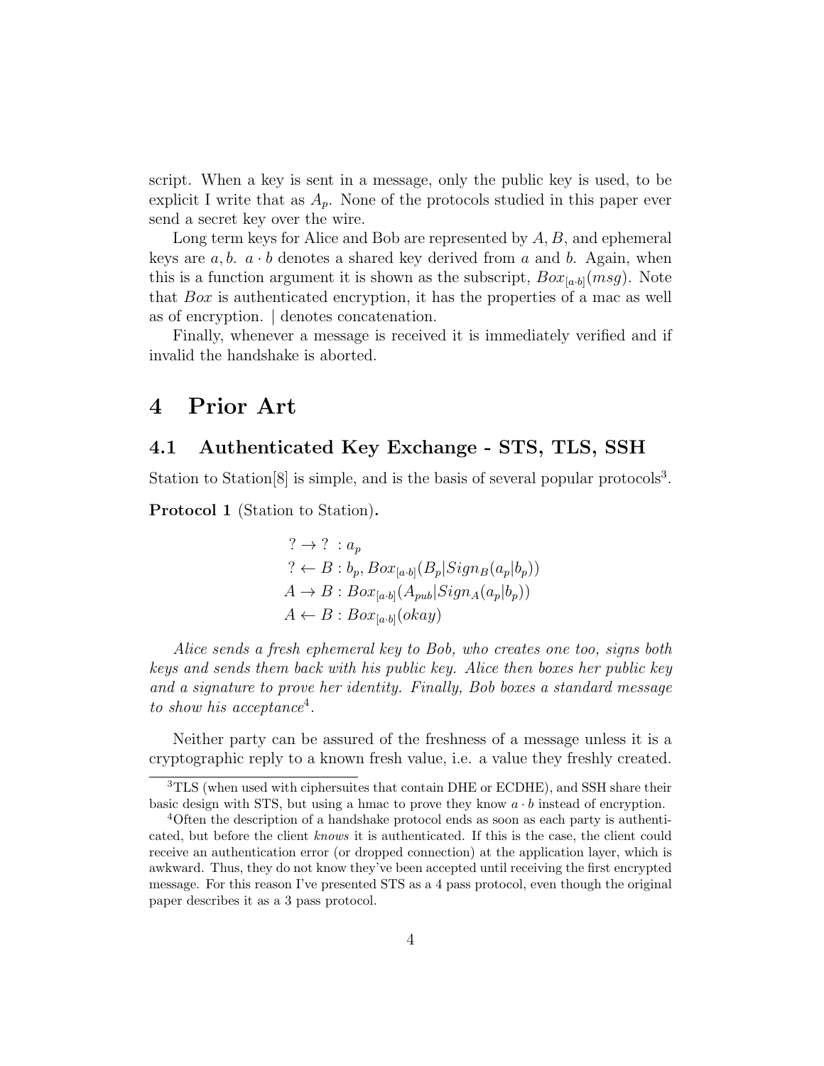script. When a key is sent in a message, only the public key is used, to be explicit I write that as $A_p$. None of the protocols studied in this paper ever send a secret key over the wire.

Long term keys for Alice and Bob are represented by $A, B$, and ephemeral keys are $a, b$. $a \cdot b$ denotes a shared key derived from $a$ and $b$. Again, when this is a function argument it is shown as the subscript, $Box_{[a \cdot b]}(msg)$. Note that $Box$ is authenticated encryption, it has the properties of a mac as well as of encryption. | denotes concatenation.

Finally, whenever a message is received it is immediately verified and if invalid the handshake is aborted.

# 4 Prior Art

## 4.1 Authenticated Key Exchange - STS, TLS, SSH

Station to Station[8] is simple, and is the basis of several popular protocols[3].

**Protocol 1** (Station to Station)**.**

$$
\begin{aligned}
? \rightarrow ? &: a_p \\
? \leftarrow B &: b_p, Box_{[a \cdot b]}(B_p | Sign_B(a_p | b_p)) \\
A \rightarrow B &: Box_{[a \cdot b]}(A_{pub} | Sign_A(a_p | b_p)) \\
A \leftarrow B &: Box_{[a \cdot b]}(okay)
\end{aligned}
$$

*Alice sends a fresh ephemeral key to Bob, who creates one too, signs both keys and sends them back with his public key. Alice then boxes her public key and a signature to prove her identity. Finally, Bob boxes a standard message to show his acceptance*[4]*.*

Neither party can be assured of the freshness of a message unless it is a cryptographic reply to a known fresh value, i.e. a value they freshly created.

[3]TLS (when used with ciphersuites that contain DHE or ECDHE), and SSH share their basic design with STS, but using a hmac to prove they know $a \cdot b$ instead of encryption.

[4]Often the description of a handshake protocol ends as soon as each party is authenticated, but before the client *knows* it is authenticated. If this is the case, the client could receive an authentication error (or dropped connection) at the application layer, which is awkward. Thus, they do not know they've been accepted until receiving the first encrypted message. For this reason I've presented STS as a 4 pass protocol, even though the original paper describes it as a 3 pass protocol.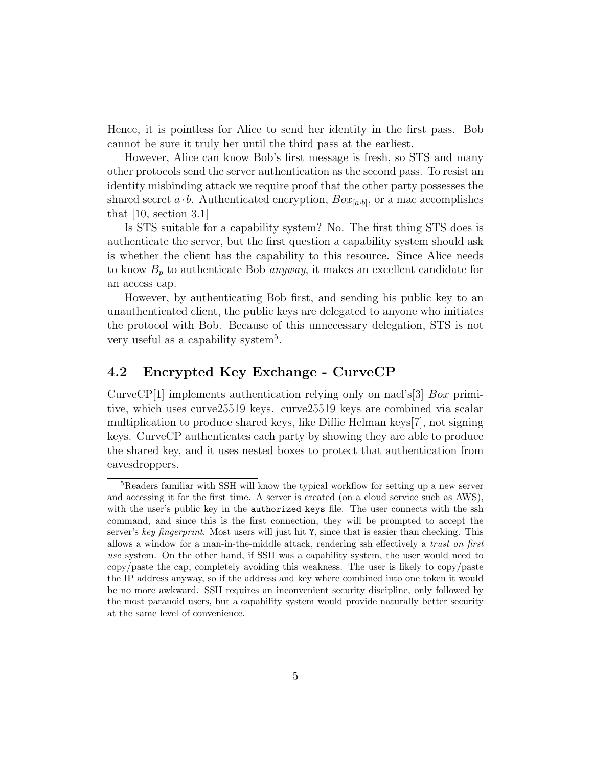Hence, it is pointless for Alice to send her identity in the first pass. Bob cannot be sure it truly her until the third pass at the earliest.

However, Alice can know Bob's first message is fresh, so STS and many other protocols send the server authentication as the second pass. To resist an identity misbinding attack we require proof that the other party possesses the shared secret $a \cdot b$. Authenticated encryption, $Box_{[a \cdot b]}$, or a mac accomplishes that [10, section 3.1]

Is STS suitable for a capability system? No. The first thing STS does is authenticate the server, but the first question a capability system should ask is whether the client has the capability to this resource. Since Alice needs to know $B_p$ to authenticate Bob *anyway*, it makes an excellent candidate for an access cap.

However, by authenticating Bob first, and sending his public key to an unauthenticated client, the public keys are delegated to anyone who initiates the protocol with Bob. Because of this unnecessary delegation, STS is not very useful as a capability system[5].

## 4.2 Encrypted Key Exchange - CurveCP

CurveCP[1] implements authentication relying only on nacl's[3] *Box* primitive, which uses curve25519 keys. curve25519 keys are combined via scalar multiplication to produce shared keys, like Diffie Helman keys[7], not signing keys. CurveCP authenticates each party by showing they are able to produce the shared key, and it uses nested boxes to protect that authentication from eavesdroppers.

---

[5] Readers familiar with SSH will know the typical workflow for setting up a new server and accessing it for the first time. A server is created (on a cloud service such as AWS), with the user's public key in the `authorized_keys` file. The user connects with the ssh command, and since this is the first connection, they will be prompted to accept the server's *key fingerprint*. Most users will just hit `Y`, since that is easier than checking. This allows a window for a man-in-the-middle attack, rendering ssh effectively a *trust on first use* system. On the other hand, if SSH was a capability system, the user would need to copy/paste the cap, completely avoiding this weakness. The user is likely to copy/paste the IP address anyway, so if the address and key where combined into one token it would be no more awkward. SSH requires an inconvenient security discipline, only followed by the most paranoid users, but a capability system would provide naturally better security at the same level of convenience.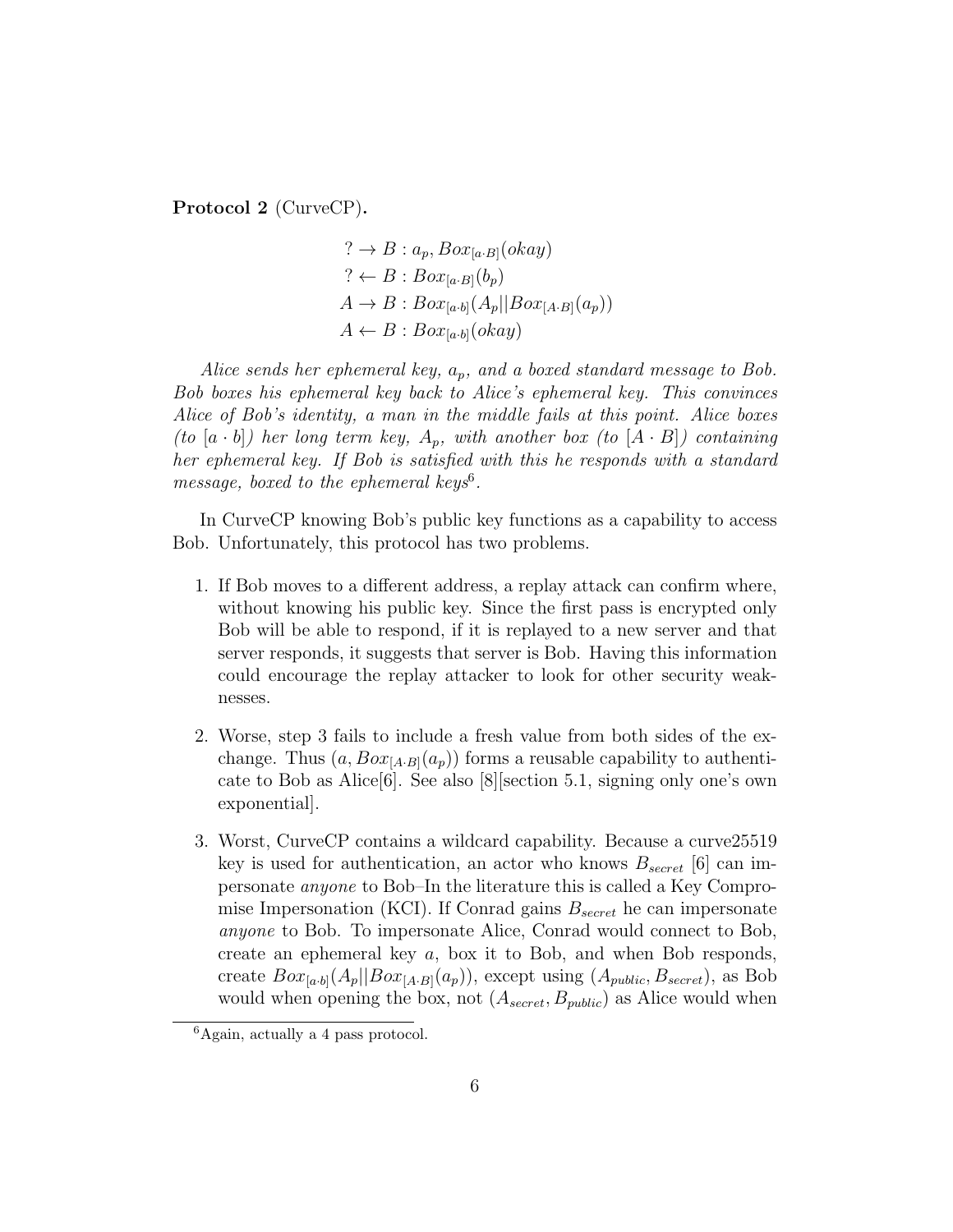**Protocol 2** (CurveCP)**.**

$$
\begin{aligned}
? &\rightarrow B : a_p, Box_{[a \cdot B]}(okay) \\
? &\leftarrow B : Box_{[a \cdot B]}(b_p) \\
A &\rightarrow B : Box_{[a \cdot b]}(A_p || Box_{[A \cdot B]}(a_p)) \\
A &\leftarrow B : Box_{[a \cdot b]}(okay)
\end{aligned}
$$

*Alice sends her ephemeral key, $a_p$, and a boxed standard message to Bob. Bob boxes his ephemeral key back to Alice's ephemeral key. This convinces Alice of Bob's identity, a man in the middle fails at this point. Alice boxes (to $[a \cdot b]$) her long term key, $A_p$, with another box (to $[A \cdot B]$) containing her ephemeral key. If Bob is satisfied with this he responds with a standard message, boxed to the ephemeral keys*[6].

In CurveCP knowing Bob's public key functions as a capability to access Bob. Unfortunately, this protocol has two problems.

1. If Bob moves to a different address, a replay attack can confirm where, without knowing his public key. Since the first pass is encrypted only Bob will be able to respond, if it is replayed to a new server and that server responds, it suggests that server is Bob. Having this information could encourage the replay attacker to look for other security weaknesses.

2. Worse, step 3 fails to include a fresh value from both sides of the exchange. Thus $(a, Box_{[A \cdot B]}(a_p))$ forms a reusable capability to authenticate to Bob as Alice[6]. See also [8][section 5.1, signing only one's own exponential].

3. Worst, CurveCP contains a wildcard capability. Because a curve25519 key is used for authentication, an actor who knows $B_{secret}$ [6] can impersonate *anyone* to Bob–In the literature this is called a Key Compromise Impersonation (KCI). If Conrad gains $B_{secret}$ he can impersonate *anyone* to Bob. To impersonate Alice, Conrad would connect to Bob, create an ephemeral key $a$, box it to Bob, and when Bob responds, create $Box_{[a \cdot b]}(A_p || Box_{[A \cdot B]}(a_p))$, except using $(A_{public}, B_{secret})$, as Bob would when opening the box, not $(A_{secret}, B_{public})$ as Alice would when

[6] Again, actually a 4 pass protocol.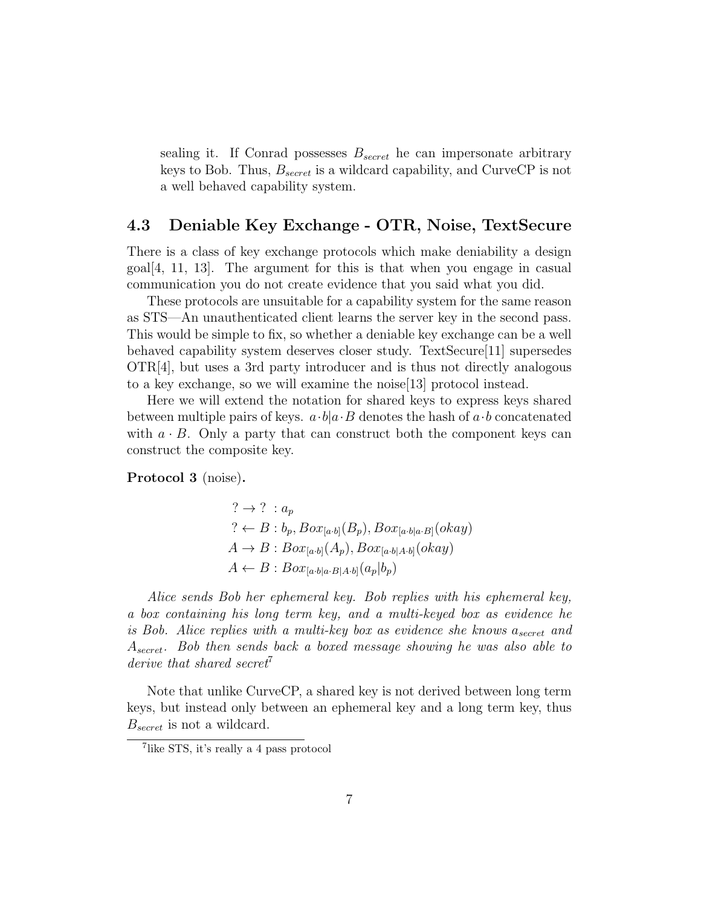sealing it. If Conrad possesses $B_{secret}$ he can impersonate arbitrary keys to Bob. Thus, $B_{secret}$ is a wildcard capability, and CurveCP is not a well behaved capability system.

### 4.3 Deniable Key Exchange - OTR, Noise, TextSecure

There is a class of key exchange protocols which make deniability a design goal[4, 11, 13]. The argument for this is that when you engage in casual communication you do not create evidence that you said what you did.

These protocols are unsuitable for a capability system for the same reason as STS—An unauthenticated client learns the server key in the second pass. This would be simple to fix, so whether a deniable key exchange can be a well behaved capability system deserves closer study. TextSecure[11] supersedes OTR[4], but uses a 3rd party introducer and is thus not directly analogous to a key exchange, so we will examine the noise[13] protocol instead.

Here we will extend the notation for shared keys to express keys shared between multiple pairs of keys. $a \cdot b | a \cdot B$ denotes the hash of $a \cdot b$ concatenated with $a \cdot B$. Only a party that can construct both the component keys can construct the composite key.

**Protocol 3** (noise)**.**

$$
\begin{aligned}
? \rightarrow ?\ &: a_p \\
? \leftarrow B &: b_p, Box_{[a \cdot b]}(B_p), Box_{[a \cdot b | a \cdot B]}(okay) \\
A \rightarrow B &: Box_{[a \cdot b]}(A_p), Box_{[a \cdot b | A \cdot b]}(okay) \\
A \leftarrow B &: Box_{[a \cdot b | a \cdot B | A \cdot b]}(a_p | b_p)
\end{aligned}
$$

*Alice sends Bob her ephemeral key. Bob replies with his ephemeral key, a box containing his long term key, and a multi-keyed box as evidence he is Bob. Alice replies with a multi-key box as evidence she knows $a_{secret}$ and $A_{secret}$. Bob then sends back a boxed message showing he was also able to derive that shared secret*[7]

Note that unlike CurveCP, a shared key is not derived between long term keys, but instead only between an ephemeral key and a long term key, thus $B_{secret}$ is not a wildcard.

[7] like STS, it's really a 4 pass protocol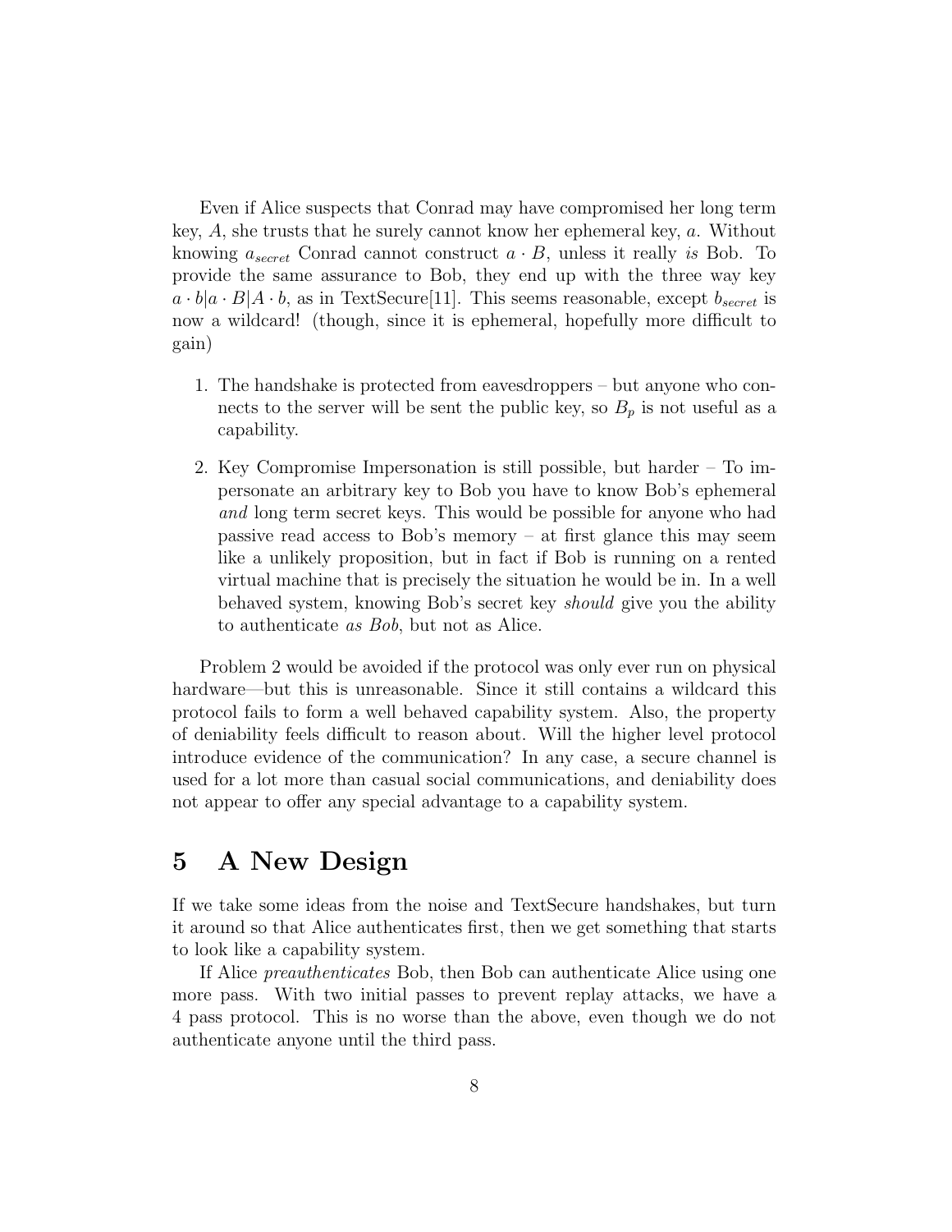Even if Alice suspects that Conrad may have compromised her long term key, $A$, she trusts that he surely cannot know her ephemeral key, $a$. Without knowing $a_{secret}$ Conrad cannot construct $a \cdot B$, unless it really *is* Bob. To provide the same assurance to Bob, they end up with the three way key $a \cdot b | a \cdot B | A \cdot b$, as in TextSecure[11]. This seems reasonable, except $b_{secret}$ is now a wildcard! (though, since it is ephemeral, hopefully more difficult to gain)

1. The handshake is protected from eavesdroppers – but anyone who connects to the server will be sent the public key, so $B_p$ is not useful as a capability.
2. Key Compromise Impersonation is still possible, but harder – To impersonate an arbitrary key to Bob you have to know Bob's ephemeral *and* long term secret keys. This would be possible for anyone who had passive read access to Bob's memory – at first glance this may seem like a unlikely proposition, but in fact if Bob is running on a rented virtual machine that is precisely the situation he would be in. In a well behaved system, knowing Bob's secret key *should* give you the ability to authenticate *as Bob*, but not as Alice.

Problem 2 would be avoided if the protocol was only ever run on physical hardware—but this is unreasonable. Since it still contains a wildcard this protocol fails to form a well behaved capability system. Also, the property of deniability feels difficult to reason about. Will the higher level protocol introduce evidence of the communication? In any case, a secure channel is used for a lot more than casual social communications, and deniability does not appear to offer any special advantage to a capability system.

# 5 A New Design

If we take some ideas from the noise and TextSecure handshakes, but turn it around so that Alice authenticates first, then we get something that starts to look like a capability system.

If Alice *preauthenticates* Bob, then Bob can authenticate Alice using one more pass. With two initial passes to prevent replay attacks, we have a 4 pass protocol. This is no worse than the above, even though we do not authenticate anyone until the third pass.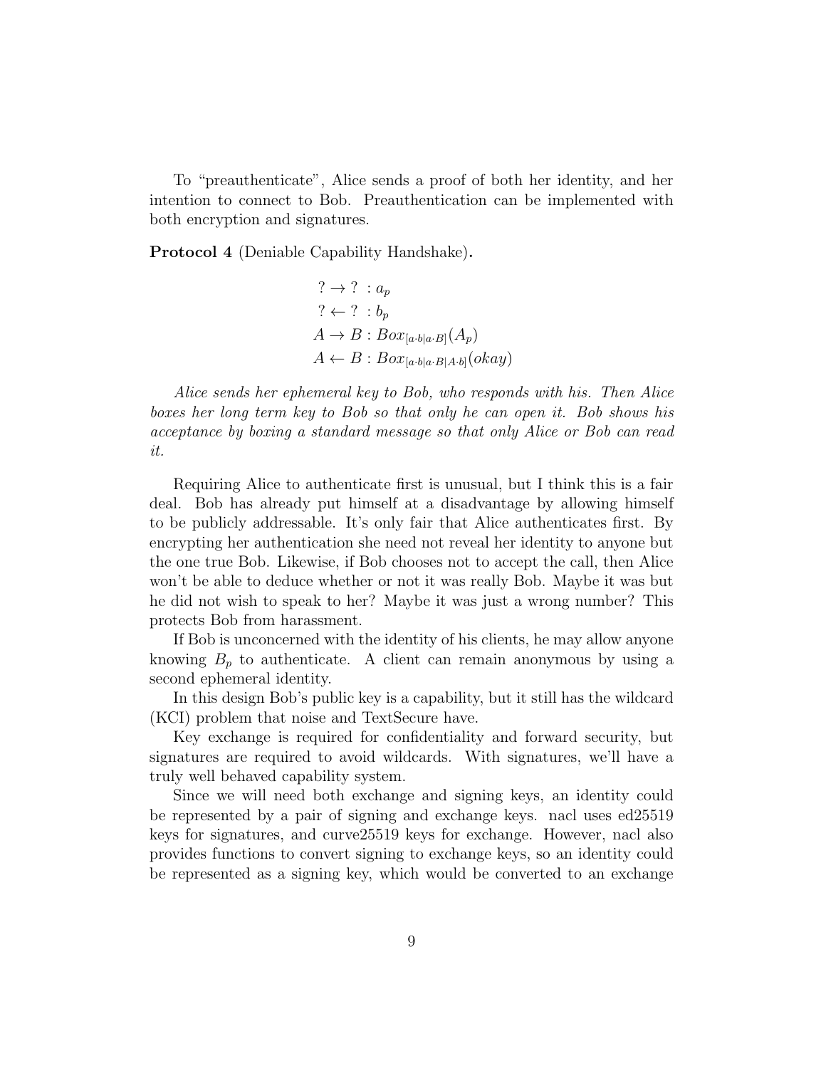To “preauthenticate”, Alice sends a proof of both her identity, and her intention to connect to Bob. Preauthentication can be implemented with both encryption and signatures.

**Protocol 4** (Deniable Capability Handshake)**.**

$$
\begin{aligned}
? \rightarrow ? \ &: a_p \\
? \leftarrow ? \ &: b_p \\
A \rightarrow B &: Box_{[a \cdot b | a \cdot B]}(A_p) \\
A \leftarrow B &: Box_{[a \cdot b | a \cdot B | A \cdot b]}(okay)
\end{aligned}
$$

*Alice sends her ephemeral key to Bob, who responds with his. Then Alice boxes her long term key to Bob so that only he can open it. Bob shows his acceptance by boxing a standard message so that only Alice or Bob can read it.*

Requiring Alice to authenticate first is unusual, but I think this is a fair deal. Bob has already put himself at a disadvantage by allowing himself to be publicly addressable. It’s only fair that Alice authenticates first. By encrypting her authentication she need not reveal her identity to anyone but the one true Bob. Likewise, if Bob chooses not to accept the call, then Alice won’t be able to deduce whether or not it was really Bob. Maybe it was but he did not wish to speak to her? Maybe it was just a wrong number? This protects Bob from harassment.

If Bob is unconcerned with the identity of his clients, he may allow anyone knowing $B_p$ to authenticate. A client can remain anonymous by using a second ephemeral identity.

In this design Bob’s public key is a capability, but it still has the wildcard (KCI) problem that noise and TextSecure have.

Key exchange is required for confidentiality and forward security, but signatures are required to avoid wildcards. With signatures, we’ll have a truly well behaved capability system.

Since we will need both exchange and signing keys, an identity could be represented by a pair of signing and exchange keys. nacl uses ed25519 keys for signatures, and curve25519 keys for exchange. However, nacl also provides functions to convert signing to exchange keys, so an identity could be represented as a signing key, which would be converted to an exchange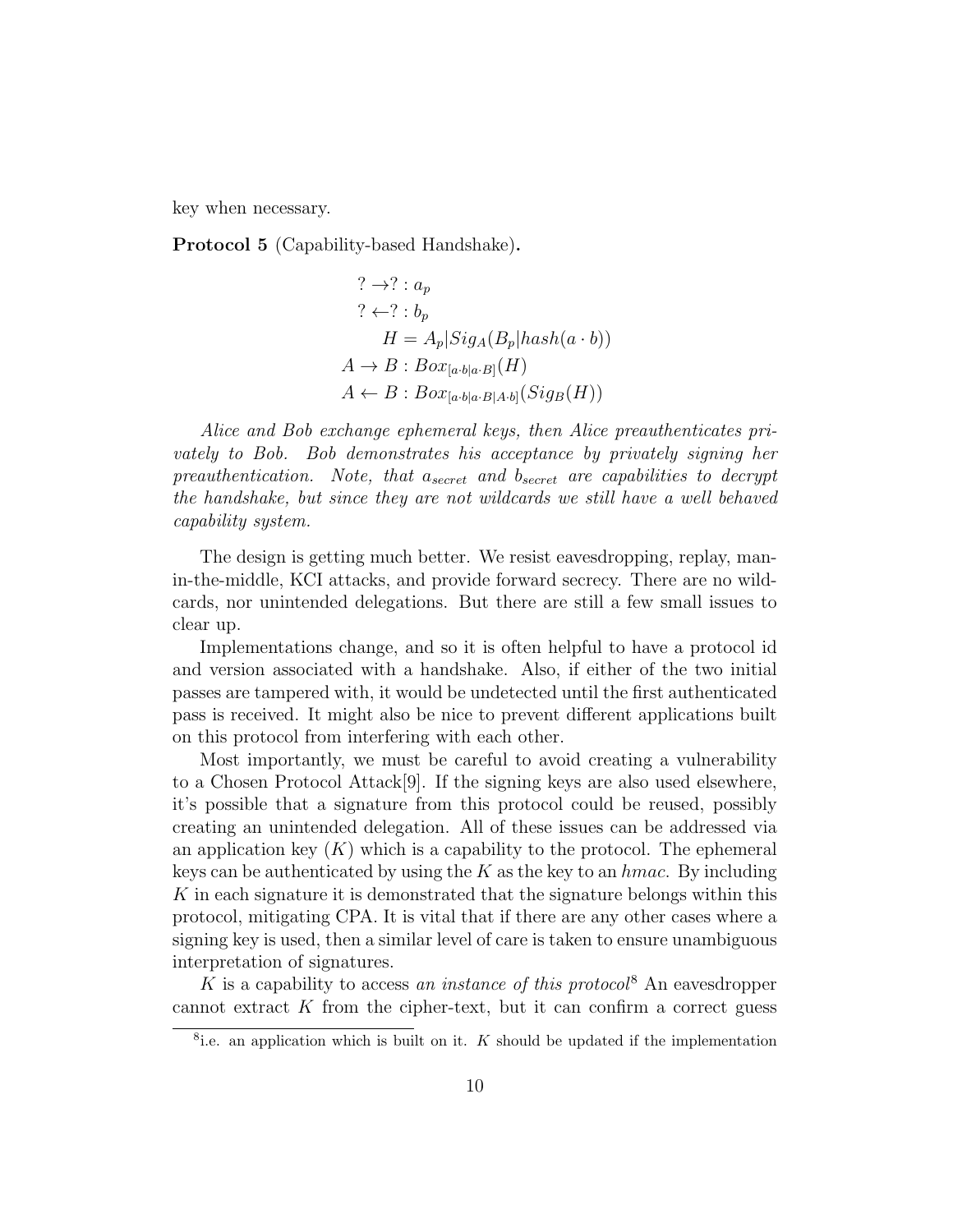key when necessary.

**Protocol 5** (Capability-based Handshake)**.**

$$
\begin{aligned}
? \rightarrow ? &: a_p \\
? \leftarrow ? &: b_p \\
H &= A_p | Sig_A(B_p | hash(a \cdot b)) \\
A \rightarrow B &: Box_{[a \cdot b | a \cdot B]}(H) \\
A \leftarrow B &: Box_{[a \cdot b | a \cdot B | A \cdot b]}(Sig_B(H))
\end{aligned}
$$

*Alice and Bob exchange ephemeral keys, then Alice preauthenticates privately to Bob. Bob demonstrates his acceptance by privately signing her preauthentication. Note, that $a_{secret}$ and $b_{secret}$ are capabilities to decrypt the handshake, but since they are not wildcards we still have a well behaved capability system.*

The design is getting much better. We resist eavesdropping, replay, man-in-the-middle, KCI attacks, and provide forward secrecy. There are no wildcards, nor unintended delegations. But there are still a few small issues to clear up.

Implementations change, and so it is often helpful to have a protocol id and version associated with a handshake. Also, if either of the two initial passes are tampered with, it would be undetected until the first authenticated pass is received. It might also be nice to prevent different applications built on this protocol from interfering with each other.

Most importantly, we must be careful to avoid creating a vulnerability to a Chosen Protocol Attack[9]. If the signing keys are also used elsewhere, it's possible that a signature from this protocol could be reused, possibly creating an unintended delegation. All of these issues can be addressed via an application key ($K$) which is a capability to the protocol. The ephemeral keys can be authenticated by using the $K$ as the key to an *hmac*. By including $K$ in each signature it is demonstrated that the signature belongs within this protocol, mitigating CPA. It is vital that if there are any other cases where a signing key is used, then a similar level of care is taken to ensure unambiguous interpretation of signatures.

$K$ is a capability to access *an instance of this protocol*[8] An eavesdropper cannot extract $K$ from the cipher-text, but it can confirm a correct guess

[8] i.e. an application which is built on it. $K$ should be updated if the implementation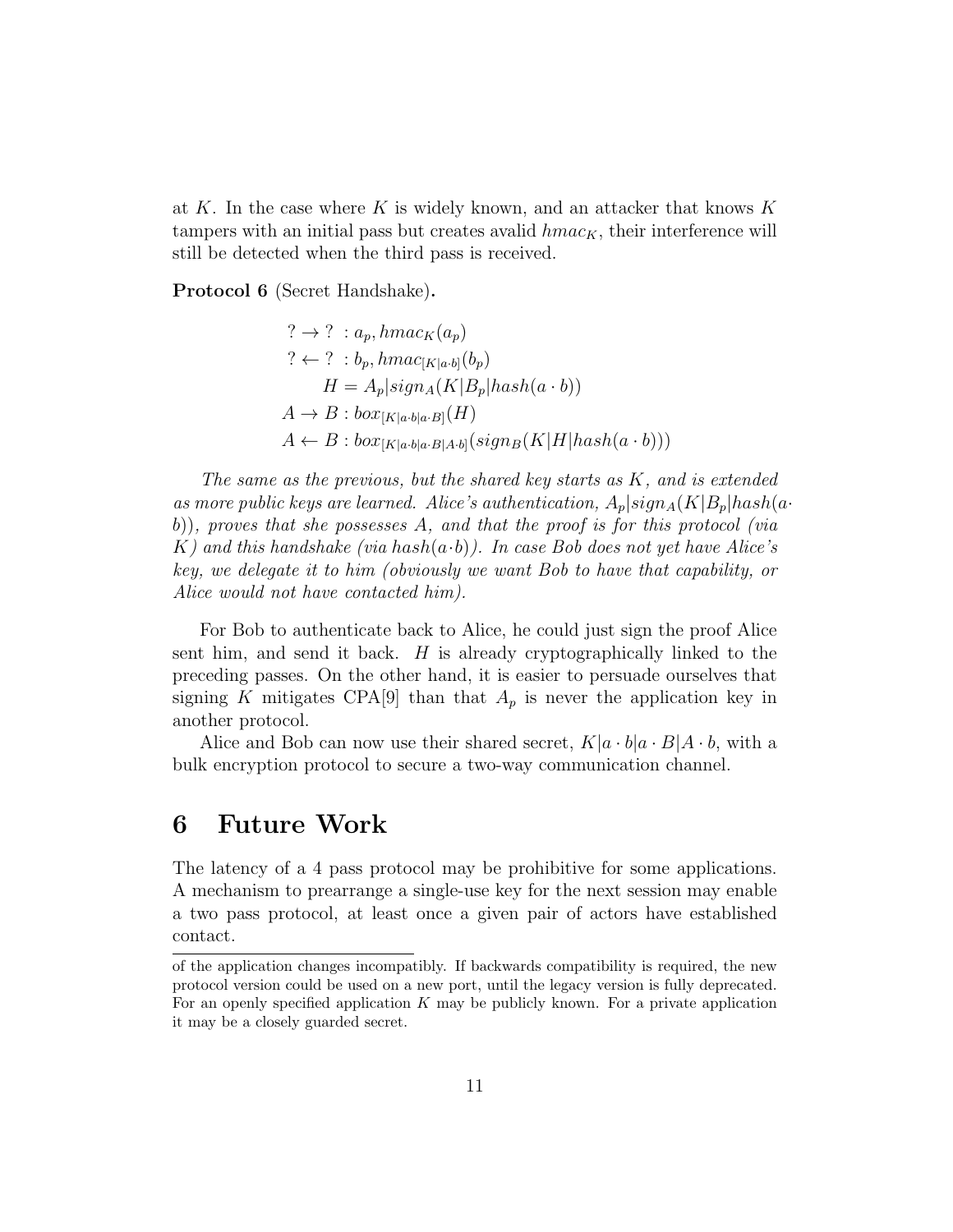at $K$. In the case where $K$ is widely known, and an attacker that knows $K$ tampers with an initial pass but creates avalid $hmac_K$, their interference will still be detected when the third pass is received.

**Protocol 6** (Secret Handshake)**.**

$$
\begin{aligned}
? \rightarrow ?\ &: a_p, hmac_K(a_p) \\
? \leftarrow ?\ &: b_p, hmac_{[K|a \cdot b]}(b_p) \\
H &= A_p|sign_A(K|B_p|hash(a \cdot b)) \\
A \rightarrow B &: box_{[K|a \cdot b|a \cdot B]}(H) \\
A \leftarrow B &: box_{[K|a \cdot b|a \cdot B|A \cdot b]}(sign_B(K|H|hash(a \cdot b)))
\end{aligned}
$$

*The same as the previous, but the shared key starts as $K$, and is extended as more public keys are learned. Alice's authentication, $A_p|sign_A(K|B_p|hash(a \cdot b))$, proves that she possesses $A$, and that the proof is for this protocol (via $K$) and this handshake (via $hash(a \cdot b)$). In case Bob does not yet have Alice's key, we delegate it to him (obviously we want Bob to have that capability, or Alice would not have contacted him).*

For Bob to authenticate back to Alice, he could just sign the proof Alice sent him, and send it back. $H$ is already cryptographically linked to the preceding passes. On the other hand, it is easier to persuade ourselves that signing $K$ mitigates CPA[9] than that $A_p$ is never the application key in another protocol.

Alice and Bob can now use their shared secret, $K|a \cdot b|a \cdot B|A \cdot b$, with a bulk encryption protocol to secure a two-way communication channel.

# 6 Future Work

The latency of a 4 pass protocol may be prohibitive for some applications. A mechanism to prearrange a single-use key for the next session may enable a two pass protocol, at least once a given pair of actors have established contact.

---

of the application changes incompatibly. If backwards compatibility is required, the new protocol version could be used on a new port, until the legacy version is fully deprecated. For an openly specified application $K$ may be publicly known. For a private application it may be a closely guarded secret.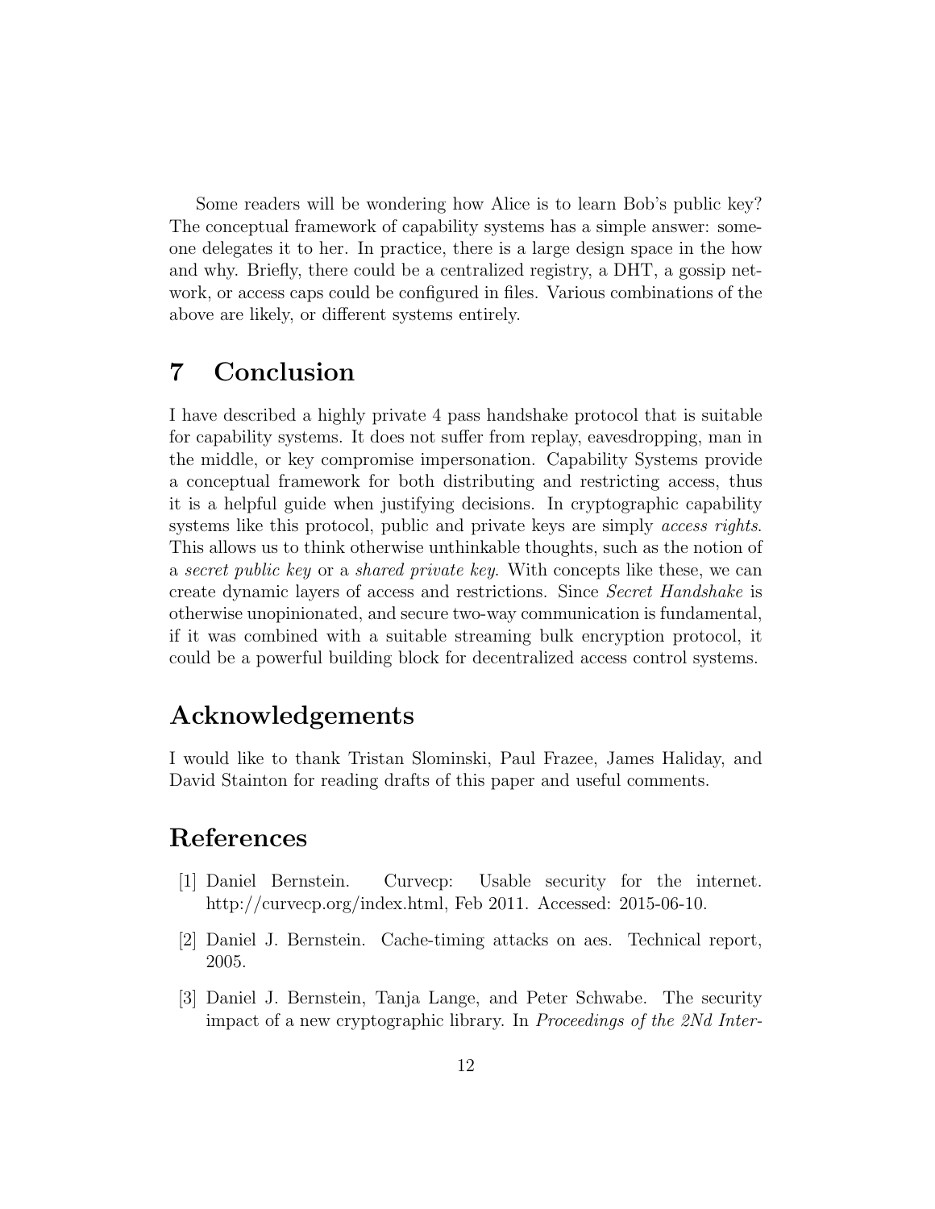Some readers will be wondering how Alice is to learn Bob's public key? The conceptual framework of capability systems has a simple answer: someone delegates it to her. In practice, there is a large design space in the how and why. Briefly, there could be a centralized registry, a DHT, a gossip network, or access caps could be configured in files. Various combinations of the above are likely, or different systems entirely.

# 7 Conclusion

I have described a highly private 4 pass handshake protocol that is suitable for capability systems. It does not suffer from replay, eavesdropping, man in the middle, or key compromise impersonation. Capability Systems provide a conceptual framework for both distributing and restricting access, thus it is a helpful guide when justifying decisions. In cryptographic capability systems like this protocol, public and private keys are simply *access rights*. This allows us to think otherwise unthinkable thoughts, such as the notion of a *secret public key* or a *shared private key*. With concepts like these, we can create dynamic layers of access and restrictions. Since *Secret Handshake* is otherwise unopinionated, and secure two-way communication is fundamental, if it was combined with a suitable streaming bulk encryption protocol, it could be a powerful building block for decentralized access control systems.

# Acknowledgements

I would like to thank Tristan Slominski, Paul Frazee, James Haliday, and David Stainton for reading drafts of this paper and useful comments.

# References

[1] Daniel Bernstein. Curvecp: Usable security for the internet. http://curvecp.org/index.html, Feb 2011. Accessed: 2015-06-10.

[2] Daniel J. Bernstein. Cache-timing attacks on aes. Technical report, 2005.

[3] Daniel J. Bernstein, Tanja Lange, and Peter Schwabe. The security impact of a new cryptographic library. In *Proceedings of the 2Nd Inter-*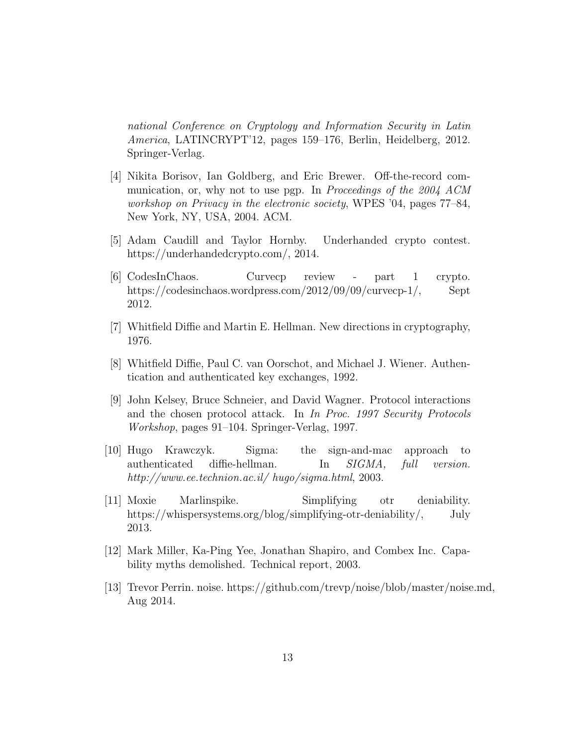*national Conference on Cryptology and Information Security in Latin America*, LATINCRYPT'12, pages 159–176, Berlin, Heidelberg, 2012. Springer-Verlag.

[4] Nikita Borisov, Ian Goldberg, and Eric Brewer. Off-the-record communication, or, why not to use pgp. In *Proceedings of the 2004 ACM workshop on Privacy in the electronic society*, WPES '04, pages 77–84, New York, NY, USA, 2004. ACM.

[5] Adam Caudill and Taylor Hornby. Underhanded crypto contest. https://underhandedcrypto.com/, 2014.

[6] CodesInChaos. Curvecp review - part 1 crypto. https://codesinchaos.wordpress.com/2012/09/09/curvecp-1/, Sept 2012.

[7] Whitfield Diffie and Martin E. Hellman. New directions in cryptography, 1976.

[8] Whitfield Diffie, Paul C. van Oorschot, and Michael J. Wiener. Authentication and authenticated key exchanges, 1992.

[9] John Kelsey, Bruce Schneier, and David Wagner. Protocol interactions and the chosen protocol attack. In *In Proc. 1997 Security Protocols Workshop*, pages 91–104. Springer-Verlag, 1997.

[10] Hugo Krawczyk. Sigma: the sign-and-mac approach to authenticated diffie-hellman. In *SIGMA, full version. http://www.ee.technion.ac.il/ hugo/sigma.html*, 2003.

[11] Moxie Marlinspike. Simplifying otr deniability. https://whispersystems.org/blog/simplifying-otr-deniability/, July 2013.

[12] Mark Miller, Ka-Ping Yee, Jonathan Shapiro, and Combex Inc. Capability myths demolished. Technical report, 2003.

[13] Trevor Perrin. noise. https://github.com/trevp/noise/blob/master/noise.md, Aug 2014.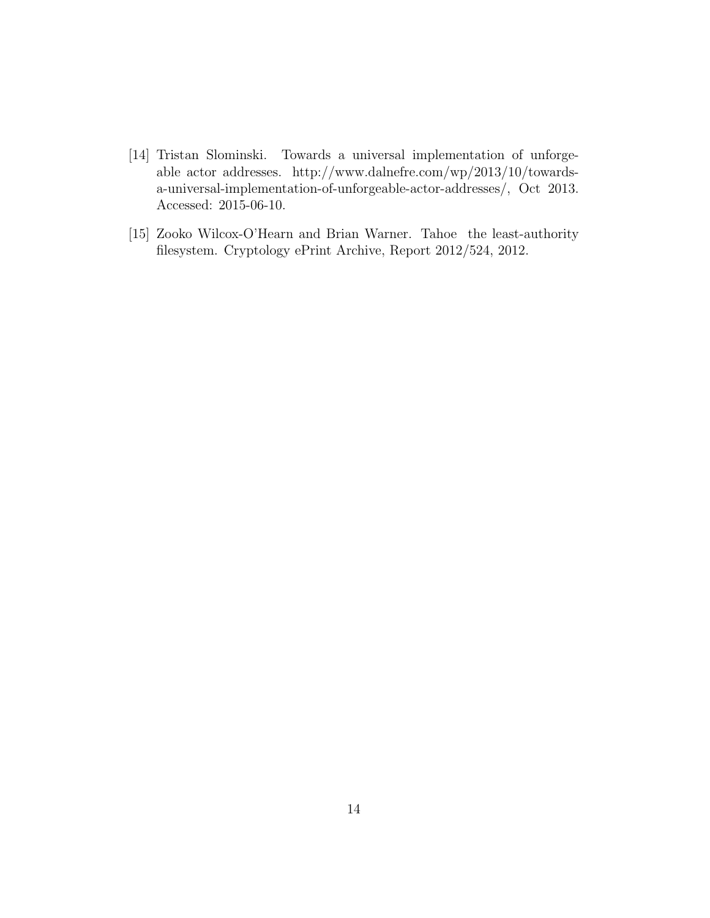[14] Tristan Slominski. Towards a universal implementation of unforgeable actor addresses. http://www.dalnefre.com/wp/2013/10/towards-a-universal-implementation-of-unforgeable-actor-addresses/, Oct 2013. Accessed: 2015-06-10.

[15] Zooko Wilcox-O'Hearn and Brian Warner. Tahoe the least-authority filesystem. Cryptology ePrint Archive, Report 2012/524, 2012.